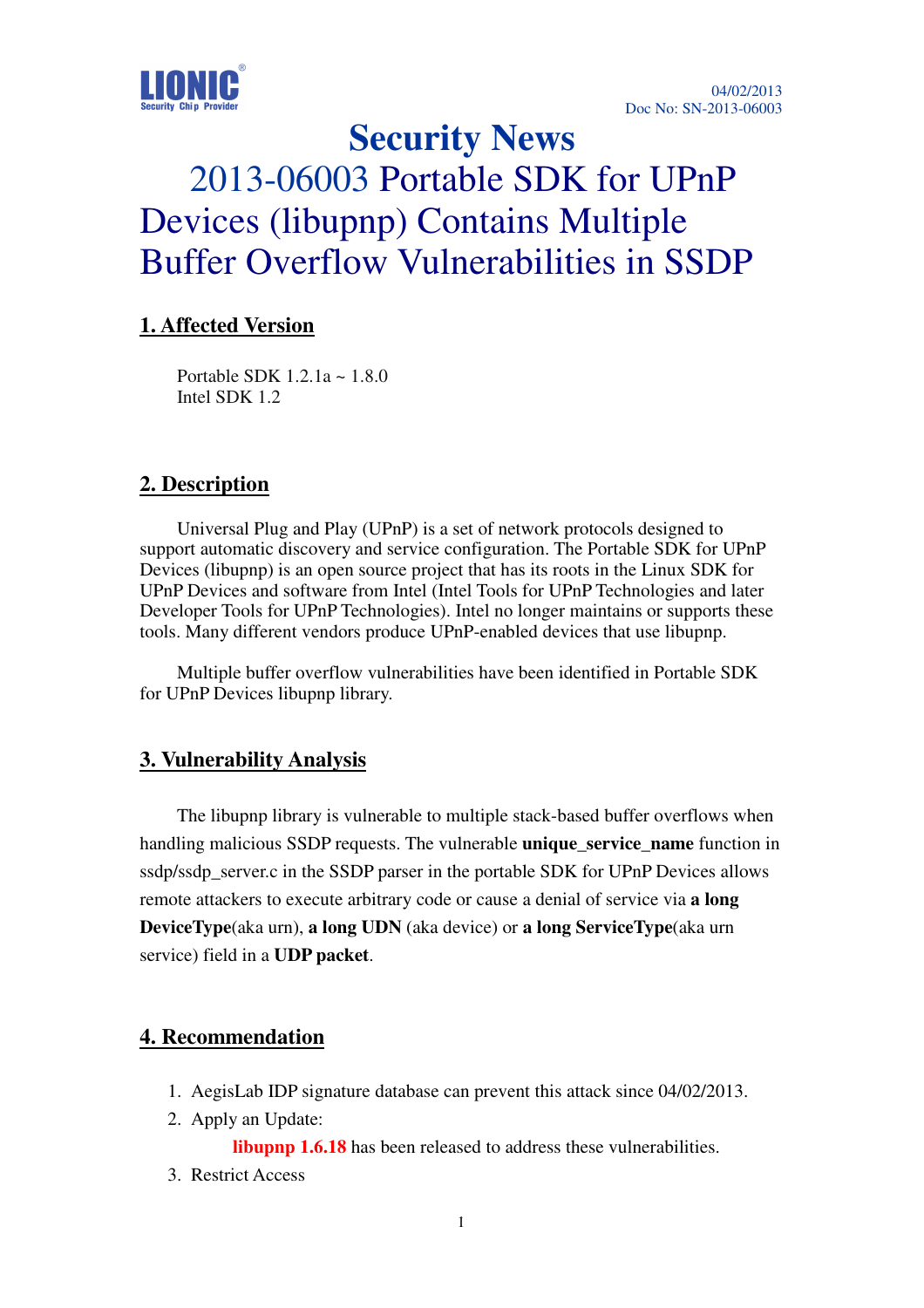LIONIC
Security Chip Provider

04/02/2013
Doc No: SN-2013-06003

# Security News
# 2013-06003 Portable SDK for UPnP Devices (libupnp) Contains Multiple Buffer Overflow Vulnerabilities in SSDP

## 1. Affected Version

Portable SDK 1.2.1a ~ 1.8.0
Intel SDK 1.2

## 2. Description

Universal Plug and Play (UPnP) is a set of network protocols designed to support automatic discovery and service configuration. The Portable SDK for UPnP Devices (libupnp) is an open source project that has its roots in the Linux SDK for UPnP Devices and software from Intel (Intel Tools for UPnP Technologies and later Developer Tools for UPnP Technologies). Intel no longer maintains or supports these tools. Many different vendors produce UPnP-enabled devices that use libupnp.

Multiple buffer overflow vulnerabilities have been identified in Portable SDK for UPnP Devices libupnp library.

## 3. Vulnerability Analysis

The libupnp library is vulnerable to multiple stack-based buffer overflows when handling malicious SSDP requests. The vulnerable **unique_service_name** function in ssdp/ssdp_server.c in the SSDP parser in the portable SDK for UPnP Devices allows remote attackers to execute arbitrary code or cause a denial of service via **a long DeviceType**(aka urn), **a long UDN** (aka device) or **a long ServiceType**(aka urn service) field in a **UDP packet**.

## 4. Recommendation

1. AegisLab IDP signature database can prevent this attack since 04/02/2013.
2. Apply an Update:

   **libupnp 1.6.18** has been released to address these vulnerabilities.
3. Restrict Access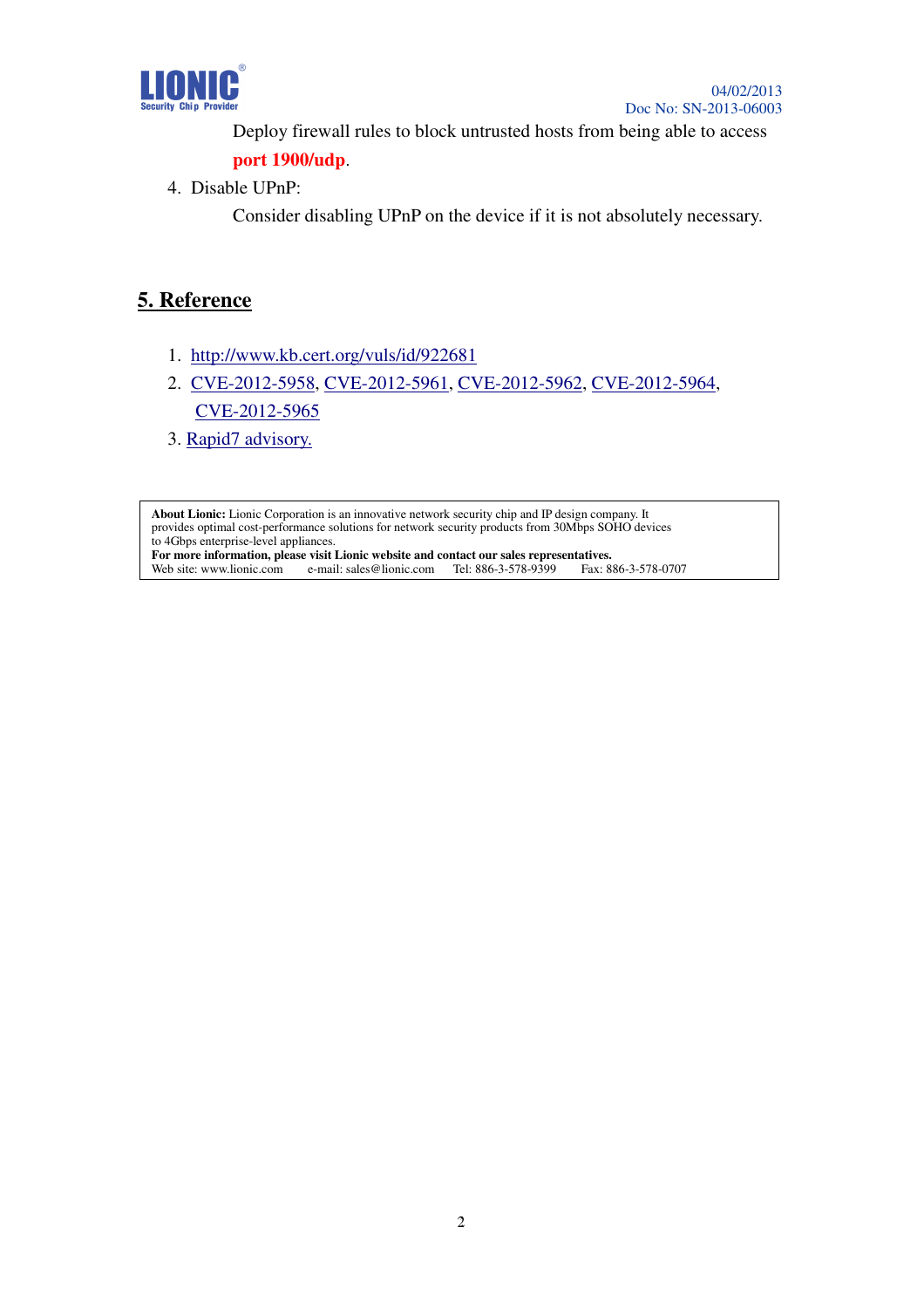Deploy firewall rules to block untrusted hosts from being able to access **port 1900/udp**.

4. Disable UPnP:

   Consider disabling UPnP on the device if it is not absolutely necessary.

## 5. Reference

1. http://www.kb.cert.org/vuls/id/922681
2. CVE-2012-5958, CVE-2012-5961, CVE-2012-5962, CVE-2012-5964, CVE-2012-5965
3. Rapid7 advisory.

**About Lionic:** Lionic Corporation is an innovative network security chip and IP design company. It provides optimal cost-performance solutions for network security products from 30Mbps SOHO devices to 4Gbps enterprise-level appliances.
**For more information, please visit Lionic website and contact our sales representatives.**
Web site: www.lionic.com e-mail: sales@lionic.com Tel: 886-3-578-9399 Fax: 886-3-578-0707